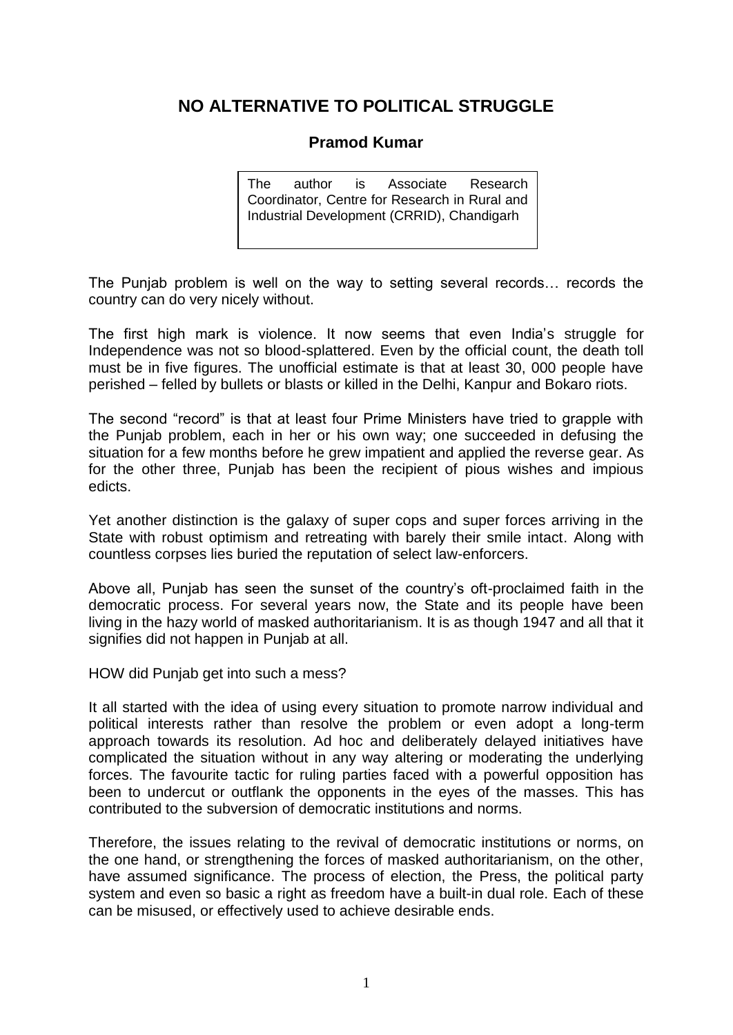# NO ALTERNATIVE TO POLITICAL STRUGGLE

**Pramod Kumar**

The author is Associate Research Coordinator, Centre for Research in Rural and Industrial Development (CRRID), Chandigarh

The Punjab problem is well on the way to setting several records… records the country can do very nicely without.

The first high mark is violence. It now seems that even India's struggle for Independence was not so blood-splattered. Even by the official count, the death toll must be in five figures. The unofficial estimate is that at least 30, 000 people have perished – felled by bullets or blasts or killed in the Delhi, Kanpur and Bokaro riots.

The second "record" is that at least four Prime Ministers have tried to grapple with the Punjab problem, each in her or his own way; one succeeded in defusing the situation for a few months before he grew impatient and applied the reverse gear. As for the other three, Punjab has been the recipient of pious wishes and impious edicts.

Yet another distinction is the galaxy of super cops and super forces arriving in the State with robust optimism and retreating with barely their smile intact. Along with countless corpses lies buried the reputation of select law-enforcers.

Above all, Punjab has seen the sunset of the country's oft-proclaimed faith in the democratic process. For several years now, the State and its people have been living in the hazy world of masked authoritarianism. It is as though 1947 and all that it signifies did not happen in Punjab at all.

HOW did Punjab get into such a mess?

It all started with the idea of using every situation to promote narrow individual and political interests rather than resolve the problem or even adopt a long-term approach towards its resolution. Ad hoc and deliberately delayed initiatives have complicated the situation without in any way altering or moderating the underlying forces. The favourite tactic for ruling parties faced with a powerful opposition has been to undercut or outflank the opponents in the eyes of the masses. This has contributed to the subversion of democratic institutions and norms.

Therefore, the issues relating to the revival of democratic institutions or norms, on the one hand, or strengthening the forces of masked authoritarianism, on the other, have assumed significance. The process of election, the Press, the political party system and even so basic a right as freedom have a built-in dual role. Each of these can be misused, or effectively used to achieve desirable ends.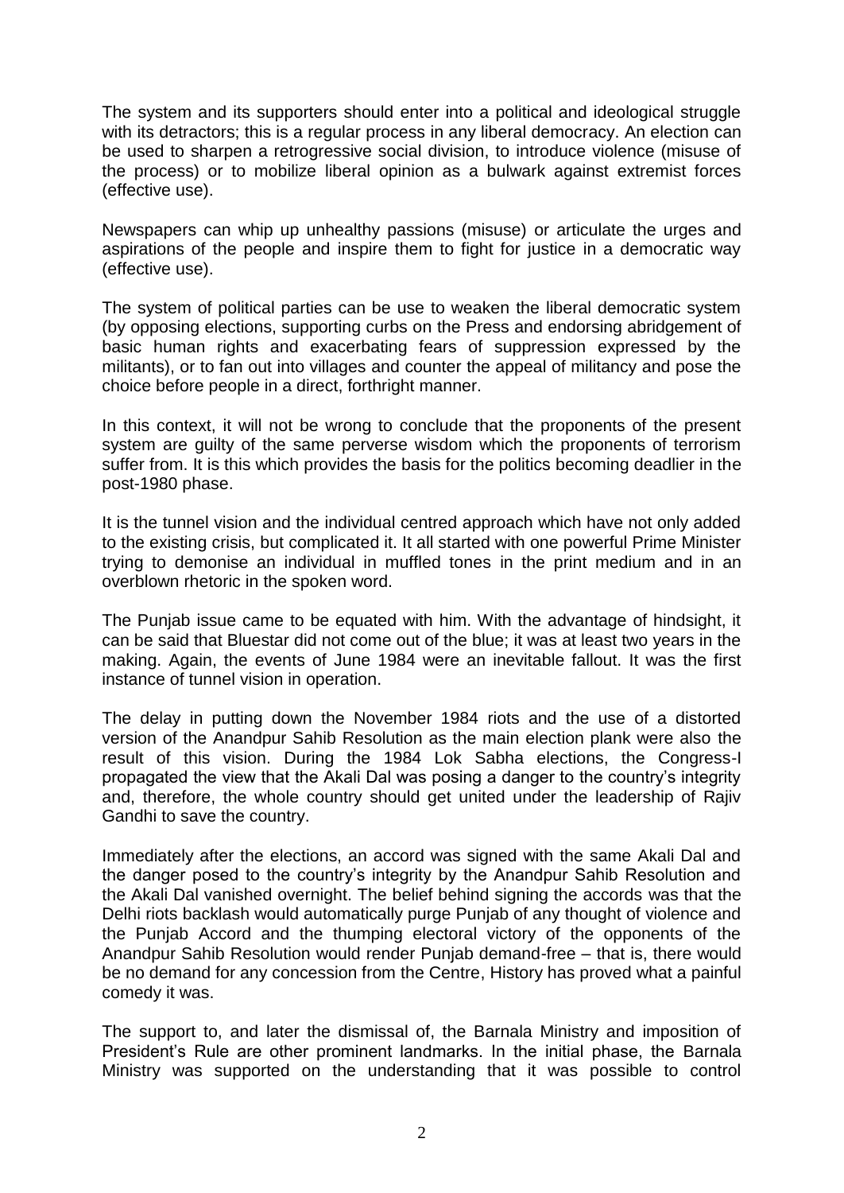The system and its supporters should enter into a political and ideological struggle with its detractors; this is a regular process in any liberal democracy. An election can be used to sharpen a retrogressive social division, to introduce violence (misuse of the process) or to mobilize liberal opinion as a bulwark against extremist forces (effective use).

Newspapers can whip up unhealthy passions (misuse) or articulate the urges and aspirations of the people and inspire them to fight for justice in a democratic way (effective use).

The system of political parties can be use to weaken the liberal democratic system (by opposing elections, supporting curbs on the Press and endorsing abridgement of basic human rights and exacerbating fears of suppression expressed by the militants), or to fan out into villages and counter the appeal of militancy and pose the choice before people in a direct, forthright manner.

In this context, it will not be wrong to conclude that the proponents of the present system are guilty of the same perverse wisdom which the proponents of terrorism suffer from. It is this which provides the basis for the politics becoming deadlier in the post-1980 phase.

It is the tunnel vision and the individual centred approach which have not only added to the existing crisis, but complicated it. It all started with one powerful Prime Minister trying to demonise an individual in muffled tones in the print medium and in an overblown rhetoric in the spoken word.

The Punjab issue came to be equated with him. With the advantage of hindsight, it can be said that Bluestar did not come out of the blue; it was at least two years in the making. Again, the events of June 1984 were an inevitable fallout. It was the first instance of tunnel vision in operation.

The delay in putting down the November 1984 riots and the use of a distorted version of the Anandpur Sahib Resolution as the main election plank were also the result of this vision. During the 1984 Lok Sabha elections, the Congress-I propagated the view that the Akali Dal was posing a danger to the country's integrity and, therefore, the whole country should get united under the leadership of Rajiv Gandhi to save the country.

Immediately after the elections, an accord was signed with the same Akali Dal and the danger posed to the country's integrity by the Anandpur Sahib Resolution and the Akali Dal vanished overnight. The belief behind signing the accords was that the Delhi riots backlash would automatically purge Punjab of any thought of violence and the Punjab Accord and the thumping electoral victory of the opponents of the Anandpur Sahib Resolution would render Punjab demand-free – that is, there would be no demand for any concession from the Centre, History has proved what a painful comedy it was.

The support to, and later the dismissal of, the Barnala Ministry and imposition of President's Rule are other prominent landmarks. In the initial phase, the Barnala Ministry was supported on the understanding that it was possible to control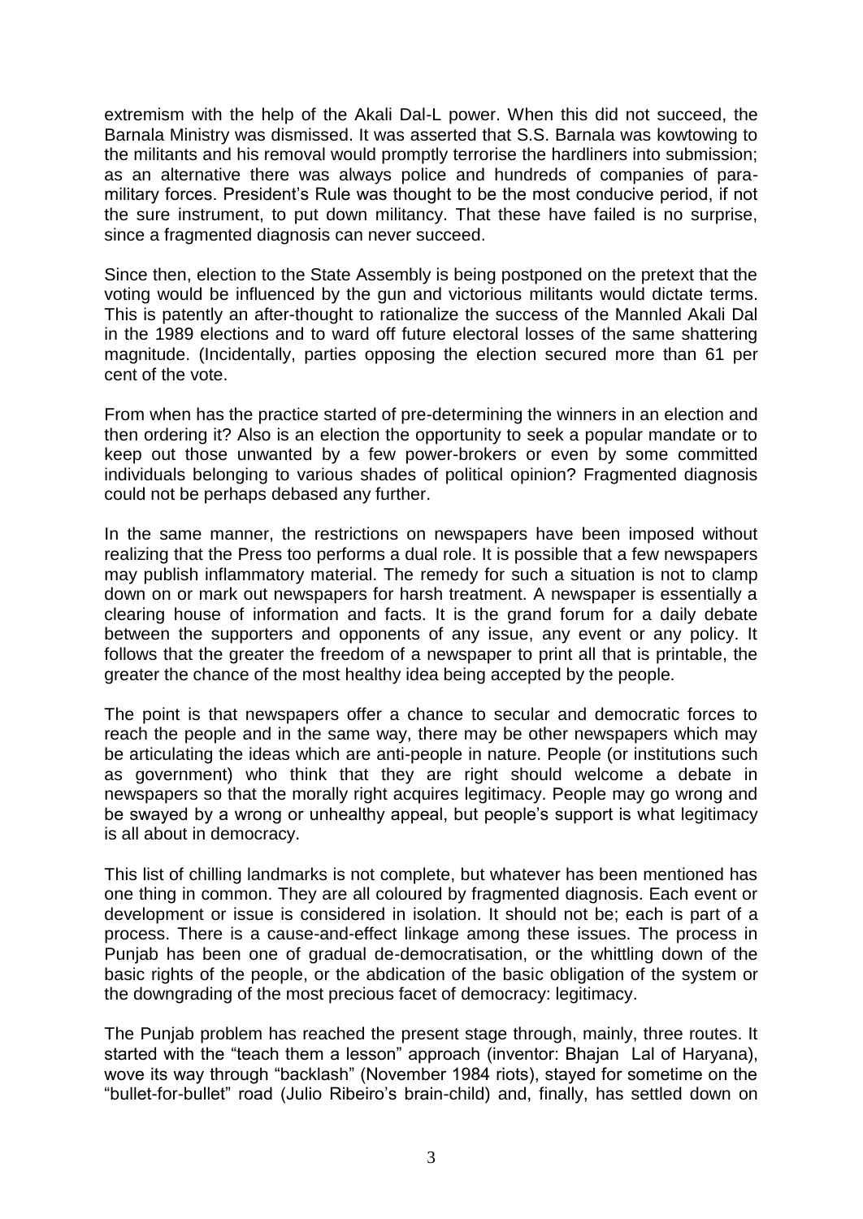extremism with the help of the Akali Dal-L power. When this did not succeed, the Barnala Ministry was dismissed. It was asserted that S.S. Barnala was kowtowing to the militants and his removal would promptly terrorise the hardliners into submission; as an alternative there was always police and hundreds of companies of para-military forces. President's Rule was thought to be the most conducive period, if not the sure instrument, to put down militancy. That these have failed is no surprise, since a fragmented diagnosis can never succeed.

Since then, election to the State Assembly is being postponed on the pretext that the voting would be influenced by the gun and victorious militants would dictate terms. This is patently an after-thought to rationalize the success of the Mannled Akali Dal in the 1989 elections and to ward off future electoral losses of the same shattering magnitude. (Incidentally, parties opposing the election secured more than 61 per cent of the vote.

From when has the practice started of pre-determining the winners in an election and then ordering it? Also is an election the opportunity to seek a popular mandate or to keep out those unwanted by a few power-brokers or even by some committed individuals belonging to various shades of political opinion? Fragmented diagnosis could not be perhaps debased any further.

In the same manner, the restrictions on newspapers have been imposed without realizing that the Press too performs a dual role. It is possible that a few newspapers may publish inflammatory material. The remedy for such a situation is not to clamp down on or mark out newspapers for harsh treatment. A newspaper is essentially a clearing house of information and facts. It is the grand forum for a daily debate between the supporters and opponents of any issue, any event or any policy. It follows that the greater the freedom of a newspaper to print all that is printable, the greater the chance of the most healthy idea being accepted by the people.

The point is that newspapers offer a chance to secular and democratic forces to reach the people and in the same way, there may be other newspapers which may be articulating the ideas which are anti-people in nature. People (or institutions such as government) who think that they are right should welcome a debate in newspapers so that the morally right acquires legitimacy. People may go wrong and be swayed by a wrong or unhealthy appeal, but people's support is what legitimacy is all about in democracy.

This list of chilling landmarks is not complete, but whatever has been mentioned has one thing in common. They are all coloured by fragmented diagnosis. Each event or development or issue is considered in isolation. It should not be; each is part of a process. There is a cause-and-effect linkage among these issues. The process in Punjab has been one of gradual de-democratisation, or the whittling down of the basic rights of the people, or the abdication of the basic obligation of the system or the downgrading of the most precious facet of democracy: legitimacy.

The Punjab problem has reached the present stage through, mainly, three routes. It started with the "teach them a lesson" approach (inventor: Bhajan Lal of Haryana), wove its way through "backlash" (November 1984 riots), stayed for sometime on the "bullet-for-bullet" road (Julio Ribeiro's brain-child) and, finally, has settled down on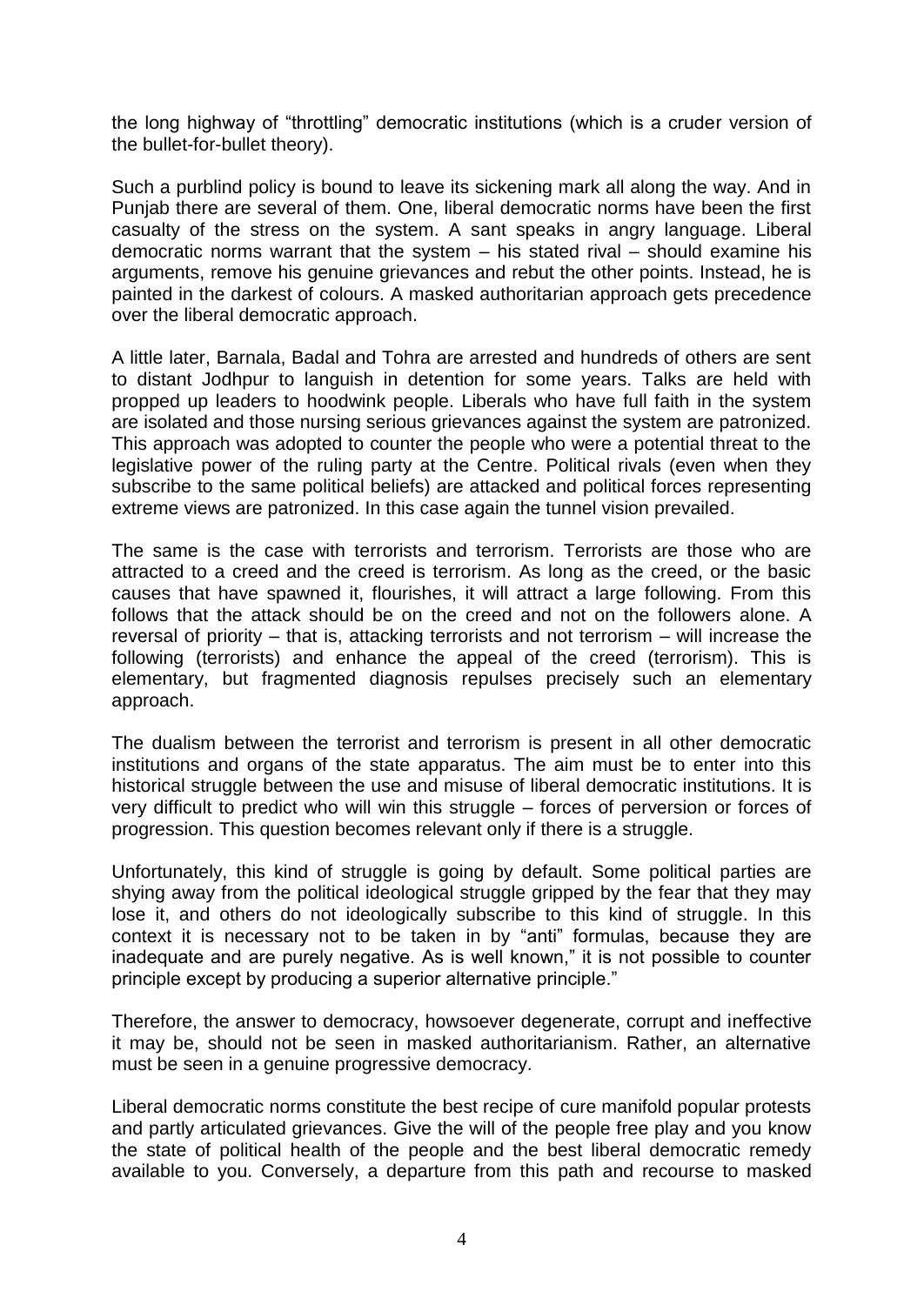the long highway of "throttling" democratic institutions (which is a cruder version of the bullet-for-bullet theory).

Such a purblind policy is bound to leave its sickening mark all along the way. And in Punjab there are several of them. One, liberal democratic norms have been the first casualty of the stress on the system. A sant speaks in angry language. Liberal democratic norms warrant that the system – his stated rival – should examine his arguments, remove his genuine grievances and rebut the other points. Instead, he is painted in the darkest of colours. A masked authoritarian approach gets precedence over the liberal democratic approach.

A little later, Barnala, Badal and Tohra are arrested and hundreds of others are sent to distant Jodhpur to languish in detention for some years. Talks are held with propped up leaders to hoodwink people. Liberals who have full faith in the system are isolated and those nursing serious grievances against the system are patronized. This approach was adopted to counter the people who were a potential threat to the legislative power of the ruling party at the Centre. Political rivals (even when they subscribe to the same political beliefs) are attacked and political forces representing extreme views are patronized. In this case again the tunnel vision prevailed.

The same is the case with terrorists and terrorism. Terrorists are those who are attracted to a creed and the creed is terrorism. As long as the creed, or the basic causes that have spawned it, flourishes, it will attract a large following. From this follows that the attack should be on the creed and not on the followers alone. A reversal of priority – that is, attacking terrorists and not terrorism – will increase the following (terrorists) and enhance the appeal of the creed (terrorism). This is elementary, but fragmented diagnosis repulses precisely such an elementary approach.

The dualism between the terrorist and terrorism is present in all other democratic institutions and organs of the state apparatus. The aim must be to enter into this historical struggle between the use and misuse of liberal democratic institutions. It is very difficult to predict who will win this struggle – forces of perversion or forces of progression. This question becomes relevant only if there is a struggle.

Unfortunately, this kind of struggle is going by default. Some political parties are shying away from the political ideological struggle gripped by the fear that they may lose it, and others do not ideologically subscribe to this kind of struggle. In this context it is necessary not to be taken in by "anti" formulas, because they are inadequate and are purely negative. As is well known," it is not possible to counter principle except by producing a superior alternative principle."

Therefore, the answer to democracy, howsoever degenerate, corrupt and ineffective it may be, should not be seen in masked authoritarianism. Rather, an alternative must be seen in a genuine progressive democracy.

Liberal democratic norms constitute the best recipe of cure manifold popular protests and partly articulated grievances. Give the will of the people free play and you know the state of political health of the people and the best liberal democratic remedy available to you. Conversely, a departure from this path and recourse to masked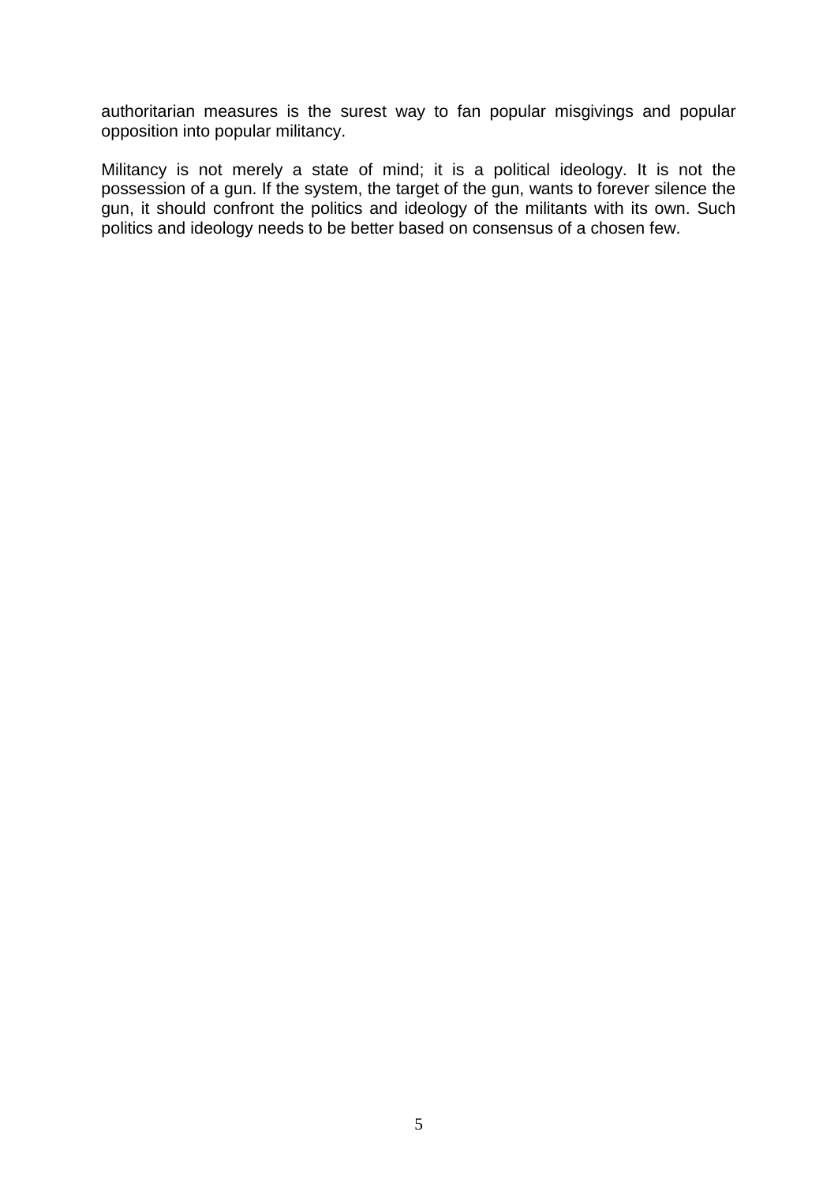authoritarian measures is the surest way to fan popular misgivings and popular opposition into popular militancy.

Militancy is not merely a state of mind; it is a political ideology. It is not the possession of a gun. If the system, the target of the gun, wants to forever silence the gun, it should confront the politics and ideology of the militants with its own. Such politics and ideology needs to be better based on consensus of a chosen few.